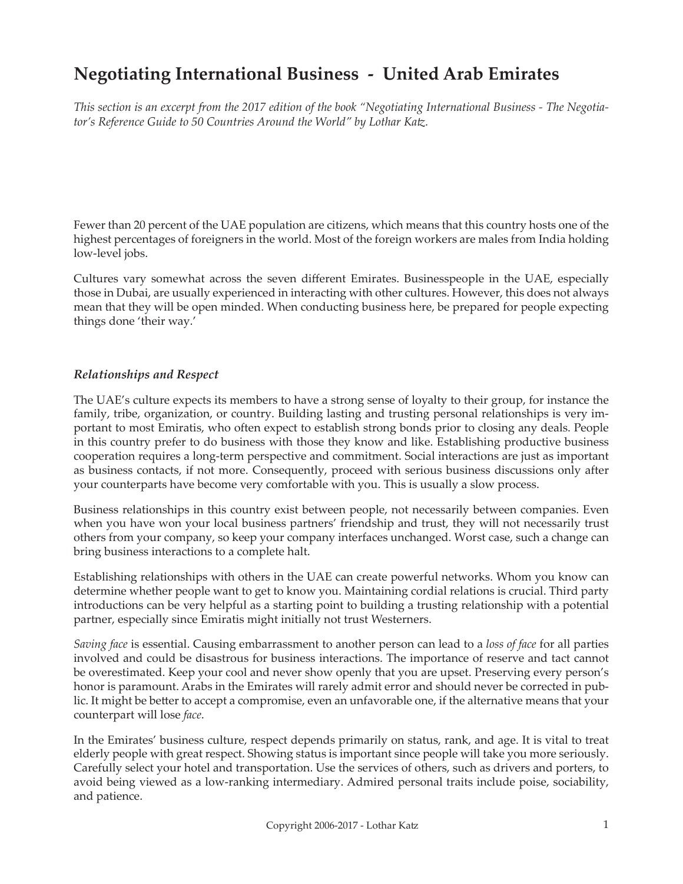# Negotiating International Business - United Arab Emirates

*This section is an excerpt from the 2017 edition of the book "Negotiating International Business - The Negotiator's Reference Guide to 50 Countries Around the World" by Lothar Katz.*

Fewer than 20 percent of the UAE population are citizens, which means that this country hosts one of the highest percentages of foreigners in the world. Most of the foreign workers are males from India holding low-level jobs.

Cultures vary somewhat across the seven different Emirates. Businesspeople in the UAE, especially those in Dubai, are usually experienced in interacting with other cultures. However, this does not always mean that they will be open minded. When conducting business here, be prepared for people expecting things done 'their way.'

### *Relationships and Respect*

The UAE's culture expects its members to have a strong sense of loyalty to their group, for instance the family, tribe, organization, or country. Building lasting and trusting personal relationships is very important to most Emiratis, who often expect to establish strong bonds prior to closing any deals. People in this country prefer to do business with those they know and like. Establishing productive business cooperation requires a long-term perspective and commitment. Social interactions are just as important as business contacts, if not more. Consequently, proceed with serious business discussions only after your counterparts have become very comfortable with you. This is usually a slow process.

Business relationships in this country exist between people, not necessarily between companies. Even when you have won your local business partners' friendship and trust, they will not necessarily trust others from your company, so keep your company interfaces unchanged. Worst case, such a change can bring business interactions to a complete halt.

Establishing relationships with others in the UAE can create powerful networks. Whom you know can determine whether people want to get to know you. Maintaining cordial relations is crucial. Third party introductions can be very helpful as a starting point to building a trusting relationship with a potential partner, especially since Emiratis might initially not trust Westerners.

*Saving face* is essential. Causing embarrassment to another person can lead to a *loss of face* for all parties involved and could be disastrous for business interactions. The importance of reserve and tact cannot be overestimated. Keep your cool and never show openly that you are upset. Preserving every person's honor is paramount. Arabs in the Emirates will rarely admit error and should never be corrected in public. It might be better to accept a compromise, even an unfavorable one, if the alternative means that your counterpart will lose *face*.

In the Emirates' business culture, respect depends primarily on status, rank, and age. It is vital to treat elderly people with great respect. Showing status is important since people will take you more seriously. Carefully select your hotel and transportation. Use the services of others, such as drivers and porters, to avoid being viewed as a low-ranking intermediary. Admired personal traits include poise, sociability, and patience.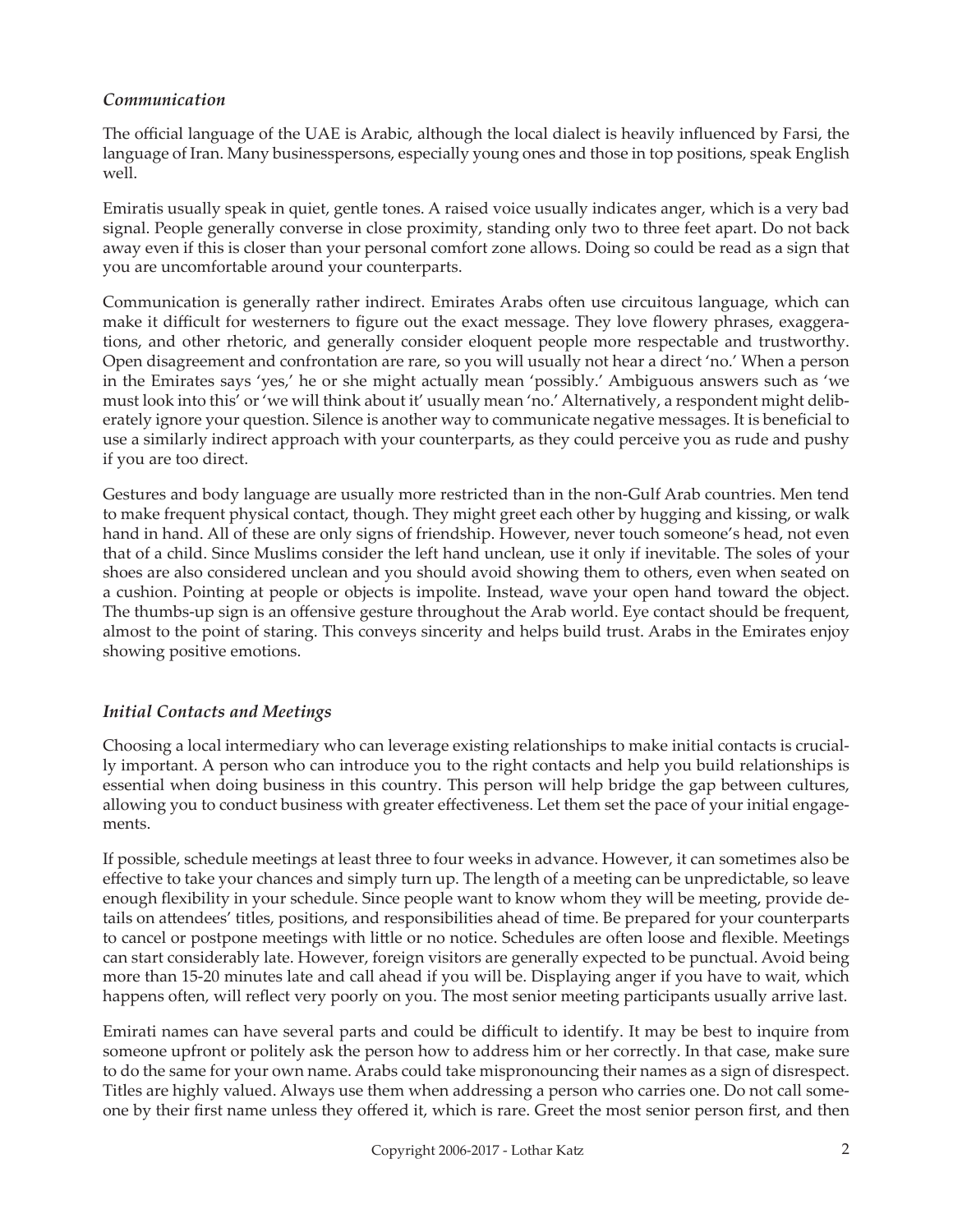### *Communication*

The official language of the UAE is Arabic, although the local dialect is heavily influenced by Farsi, the language of Iran. Many businesspersons, especially young ones and those in top positions, speak English well.

Emiratis usually speak in quiet, gentle tones. A raised voice usually indicates anger, which is a very bad signal. People generally converse in close proximity, standing only two to three feet apart. Do not back away even if this is closer than your personal comfort zone allows. Doing so could be read as a sign that you are uncomfortable around your counterparts.

Communication is generally rather indirect. Emirates Arabs often use circuitous language, which can make it difficult for westerners to figure out the exact message. They love flowery phrases, exaggerations, and other rhetoric, and generally consider eloquent people more respectable and trustworthy. Open disagreement and confrontation are rare, so you will usually not hear a direct 'no.' When a person in the Emirates says 'yes,' he or she might actually mean 'possibly.' Ambiguous answers such as 'we must look into this' or 'we will think about it' usually mean 'no.' Alternatively, a respondent might deliberately ignore your question. Silence is another way to communicate negative messages. It is beneficial to use a similarly indirect approach with your counterparts, as they could perceive you as rude and pushy if you are too direct.

Gestures and body language are usually more restricted than in the non-Gulf Arab countries. Men tend to make frequent physical contact, though. They might greet each other by hugging and kissing, or walk hand in hand. All of these are only signs of friendship. However, never touch someone's head, not even that of a child. Since Muslims consider the left hand unclean, use it only if inevitable. The soles of your shoes are also considered unclean and you should avoid showing them to others, even when seated on a cushion. Pointing at people or objects is impolite. Instead, wave your open hand toward the object. The thumbs-up sign is an offensive gesture throughout the Arab world. Eye contact should be frequent, almost to the point of staring. This conveys sincerity and helps build trust. Arabs in the Emirates enjoy showing positive emotions.

### *Initial Contacts and Meetings*

Choosing a local intermediary who can leverage existing relationships to make initial contacts is crucially important. A person who can introduce you to the right contacts and help you build relationships is essential when doing business in this country. This person will help bridge the gap between cultures, allowing you to conduct business with greater effectiveness. Let them set the pace of your initial engagements.

If possible, schedule meetings at least three to four weeks in advance. However, it can sometimes also be effective to take your chances and simply turn up. The length of a meeting can be unpredictable, so leave enough flexibility in your schedule. Since people want to know whom they will be meeting, provide details on attendees' titles, positions, and responsibilities ahead of time. Be prepared for your counterparts to cancel or postpone meetings with little or no notice. Schedules are often loose and flexible. Meetings can start considerably late. However, foreign visitors are generally expected to be punctual. Avoid being more than 15-20 minutes late and call ahead if you will be. Displaying anger if you have to wait, which happens often, will reflect very poorly on you. The most senior meeting participants usually arrive last.

Emirati names can have several parts and could be difficult to identify. It may be best to inquire from someone upfront or politely ask the person how to address him or her correctly. In that case, make sure to do the same for your own name. Arabs could take mispronouncing their names as a sign of disrespect. Titles are highly valued. Always use them when addressing a person who carries one. Do not call someone by their first name unless they offered it, which is rare. Greet the most senior person first, and then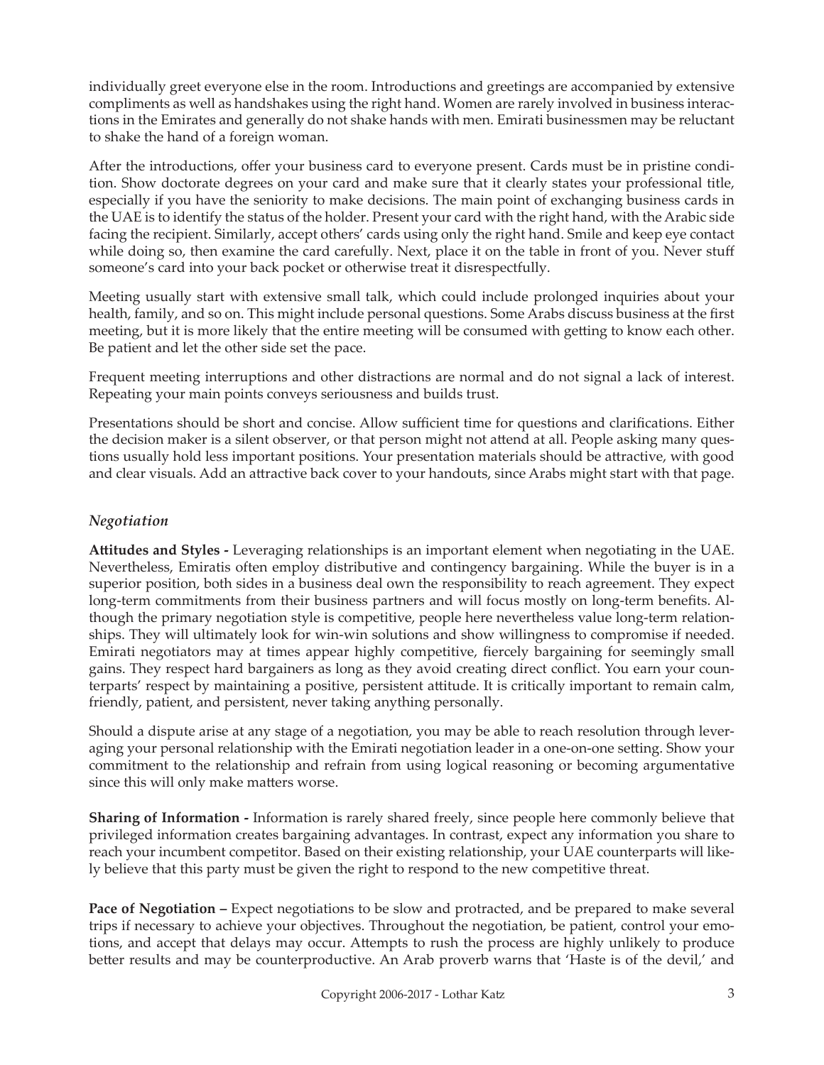individually greet everyone else in the room. Introductions and greetings are accompanied by extensive compliments as well as handshakes using the right hand. Women are rarely involved in business interactions in the Emirates and generally do not shake hands with men. Emirati businessmen may be reluctant to shake the hand of a foreign woman.

After the introductions, offer your business card to everyone present. Cards must be in pristine condition. Show doctorate degrees on your card and make sure that it clearly states your professional title, especially if you have the seniority to make decisions. The main point of exchanging business cards in the UAE is to identify the status of the holder. Present your card with the right hand, with the Arabic side facing the recipient. Similarly, accept others' cards using only the right hand. Smile and keep eye contact while doing so, then examine the card carefully. Next, place it on the table in front of you. Never stuff someone's card into your back pocket or otherwise treat it disrespectfully.

Meeting usually start with extensive small talk, which could include prolonged inquiries about your health, family, and so on. This might include personal questions. Some Arabs discuss business at the first meeting, but it is more likely that the entire meeting will be consumed with getting to know each other. Be patient and let the other side set the pace.

Frequent meeting interruptions and other distractions are normal and do not signal a lack of interest. Repeating your main points conveys seriousness and builds trust.

Presentations should be short and concise. Allow sufficient time for questions and clarifications. Either the decision maker is a silent observer, or that person might not attend at all. People asking many questions usually hold less important positions. Your presentation materials should be attractive, with good and clear visuals. Add an attractive back cover to your handouts, since Arabs might start with that page.

### *Negotiation*

**Attitudes and Styles -** Leveraging relationships is an important element when negotiating in the UAE. Nevertheless, Emiratis often employ distributive and contingency bargaining. While the buyer is in a superior position, both sides in a business deal own the responsibility to reach agreement. They expect long-term commitments from their business partners and will focus mostly on long-term benefits. Although the primary negotiation style is competitive, people here nevertheless value long-term relationships. They will ultimately look for win-win solutions and show willingness to compromise if needed. Emirati negotiators may at times appear highly competitive, fiercely bargaining for seemingly small gains. They respect hard bargainers as long as they avoid creating direct conflict. You earn your counterparts' respect by maintaining a positive, persistent attitude. It is critically important to remain calm, friendly, patient, and persistent, never taking anything personally.

Should a dispute arise at any stage of a negotiation, you may be able to reach resolution through leveraging your personal relationship with the Emirati negotiation leader in a one-on-one setting. Show your commitment to the relationship and refrain from using logical reasoning or becoming argumentative since this will only make matters worse.

**Sharing of Information -** Information is rarely shared freely, since people here commonly believe that privileged information creates bargaining advantages. In contrast, expect any information you share to reach your incumbent competitor. Based on their existing relationship, your UAE counterparts will likely believe that this party must be given the right to respond to the new competitive threat.

**Pace of Negotiation –** Expect negotiations to be slow and protracted, and be prepared to make several trips if necessary to achieve your objectives. Throughout the negotiation, be patient, control your emotions, and accept that delays may occur. Attempts to rush the process are highly unlikely to produce better results and may be counterproductive. An Arab proverb warns that 'Haste is of the devil,' and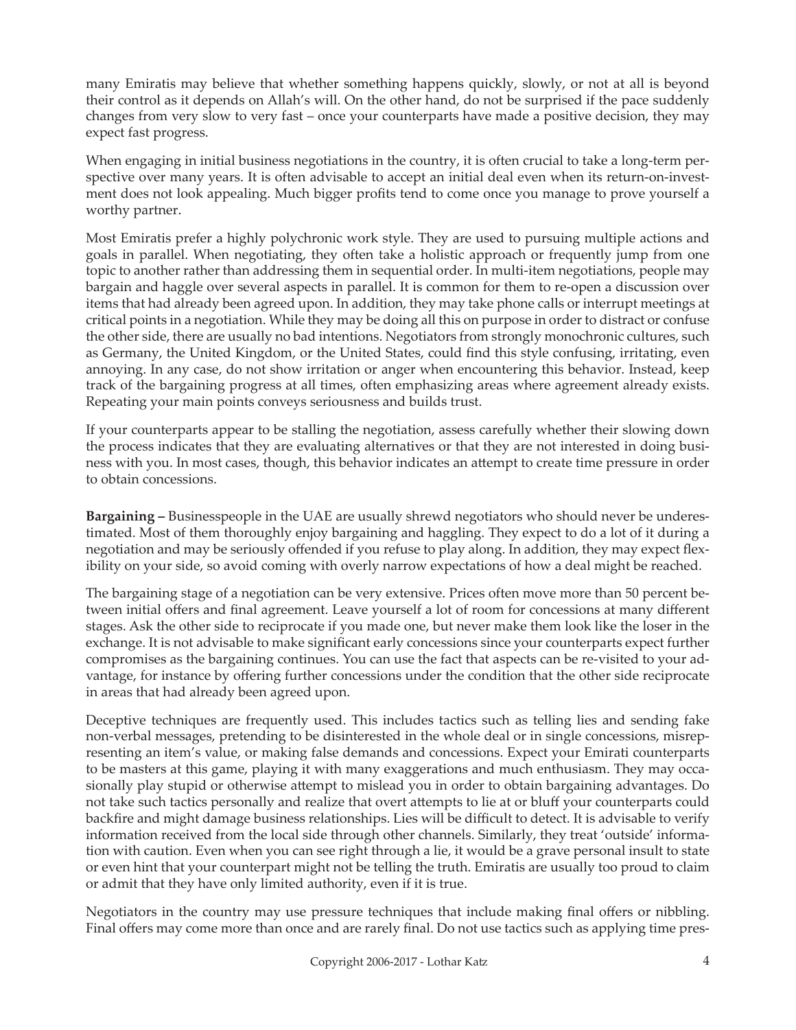many Emiratis may believe that whether something happens quickly, slowly, or not at all is beyond their control as it depends on Allah's will. On the other hand, do not be surprised if the pace suddenly changes from very slow to very fast – once your counterparts have made a positive decision, they may expect fast progress.

When engaging in initial business negotiations in the country, it is often crucial to take a long-term perspective over many years. It is often advisable to accept an initial deal even when its return-on-investment does not look appealing. Much bigger profits tend to come once you manage to prove yourself a worthy partner.

Most Emiratis prefer a highly polychronic work style. They are used to pursuing multiple actions and goals in parallel. When negotiating, they often take a holistic approach or frequently jump from one topic to another rather than addressing them in sequential order. In multi-item negotiations, people may bargain and haggle over several aspects in parallel. It is common for them to re-open a discussion over items that had already been agreed upon. In addition, they may take phone calls or interrupt meetings at critical points in a negotiation. While they may be doing all this on purpose in order to distract or confuse the other side, there are usually no bad intentions. Negotiators from strongly monochronic cultures, such as Germany, the United Kingdom, or the United States, could find this style confusing, irritating, even annoying. In any case, do not show irritation or anger when encountering this behavior. Instead, keep track of the bargaining progress at all times, often emphasizing areas where agreement already exists. Repeating your main points conveys seriousness and builds trust.

If your counterparts appear to be stalling the negotiation, assess carefully whether their slowing down the process indicates that they are evaluating alternatives or that they are not interested in doing business with you. In most cases, though, this behavior indicates an attempt to create time pressure in order to obtain concessions.

**Bargaining –** Businesspeople in the UAE are usually shrewd negotiators who should never be underestimated. Most of them thoroughly enjoy bargaining and haggling. They expect to do a lot of it during a negotiation and may be seriously offended if you refuse to play along. In addition, they may expect flexibility on your side, so avoid coming with overly narrow expectations of how a deal might be reached.

The bargaining stage of a negotiation can be very extensive. Prices often move more than 50 percent between initial offers and final agreement. Leave yourself a lot of room for concessions at many different stages. Ask the other side to reciprocate if you made one, but never make them look like the loser in the exchange. It is not advisable to make significant early concessions since your counterparts expect further compromises as the bargaining continues. You can use the fact that aspects can be re-visited to your advantage, for instance by offering further concessions under the condition that the other side reciprocate in areas that had already been agreed upon.

Deceptive techniques are frequently used. This includes tactics such as telling lies and sending fake non-verbal messages, pretending to be disinterested in the whole deal or in single concessions, misrepresenting an item's value, or making false demands and concessions. Expect your Emirati counterparts to be masters at this game, playing it with many exaggerations and much enthusiasm. They may occasionally play stupid or otherwise attempt to mislead you in order to obtain bargaining advantages. Do not take such tactics personally and realize that overt attempts to lie at or bluff your counterparts could backfire and might damage business relationships. Lies will be difficult to detect. It is advisable to verify information received from the local side through other channels. Similarly, they treat 'outside' information with caution. Even when you can see right through a lie, it would be a grave personal insult to state or even hint that your counterpart might not be telling the truth. Emiratis are usually too proud to claim or admit that they have only limited authority, even if it is true.

Negotiators in the country may use pressure techniques that include making final offers or nibbling. Final offers may come more than once and are rarely final. Do not use tactics such as applying time pres-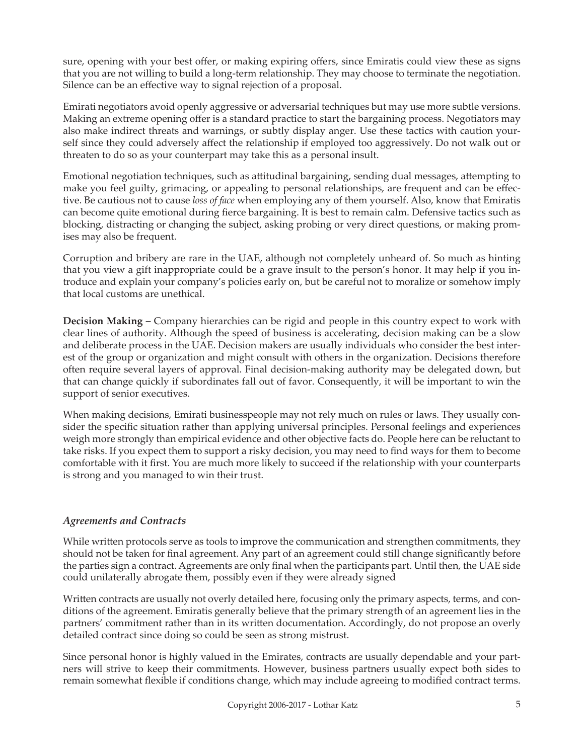sure, opening with your best offer, or making expiring offers, since Emiratis could view these as signs that you are not willing to build a long-term relationship. They may choose to terminate the negotiation. Silence can be an effective way to signal rejection of a proposal.

Emirati negotiators avoid openly aggressive or adversarial techniques but may use more subtle versions. Making an extreme opening offer is a standard practice to start the bargaining process. Negotiators may also make indirect threats and warnings, or subtly display anger. Use these tactics with caution yourself since they could adversely affect the relationship if employed too aggressively. Do not walk out or threaten to do so as your counterpart may take this as a personal insult.

Emotional negotiation techniques, such as attitudinal bargaining, sending dual messages, attempting to make you feel guilty, grimacing, or appealing to personal relationships, are frequent and can be effective. Be cautious not to cause *loss of face* when employing any of them yourself. Also, know that Emiratis can become quite emotional during fierce bargaining. It is best to remain calm. Defensive tactics such as blocking, distracting or changing the subject, asking probing or very direct questions, or making promises may also be frequent.

Corruption and bribery are rare in the UAE, although not completely unheard of. So much as hinting that you view a gift inappropriate could be a grave insult to the person's honor. It may help if you introduce and explain your company's policies early on, but be careful not to moralize or somehow imply that local customs are unethical.

**Decision Making –** Company hierarchies can be rigid and people in this country expect to work with clear lines of authority. Although the speed of business is accelerating, decision making can be a slow and deliberate process in the UAE. Decision makers are usually individuals who consider the best interest of the group or organization and might consult with others in the organization. Decisions therefore often require several layers of approval. Final decision-making authority may be delegated down, but that can change quickly if subordinates fall out of favor. Consequently, it will be important to win the support of senior executives.

When making decisions, Emirati businesspeople may not rely much on rules or laws. They usually consider the specific situation rather than applying universal principles. Personal feelings and experiences weigh more strongly than empirical evidence and other objective facts do. People here can be reluctant to take risks. If you expect them to support a risky decision, you may need to find ways for them to become comfortable with it first. You are much more likely to succeed if the relationship with your counterparts is strong and you managed to win their trust.

### *Agreements and Contracts*

While written protocols serve as tools to improve the communication and strengthen commitments, they should not be taken for final agreement. Any part of an agreement could still change significantly before the parties sign a contract. Agreements are only final when the participants part. Until then, the UAE side could unilaterally abrogate them, possibly even if they were already signed

Written contracts are usually not overly detailed here, focusing only the primary aspects, terms, and conditions of the agreement. Emiratis generally believe that the primary strength of an agreement lies in the partners' commitment rather than in its written documentation. Accordingly, do not propose an overly detailed contract since doing so could be seen as strong mistrust.

Since personal honor is highly valued in the Emirates, contracts are usually dependable and your partners will strive to keep their commitments. However, business partners usually expect both sides to remain somewhat flexible if conditions change, which may include agreeing to modified contract terms.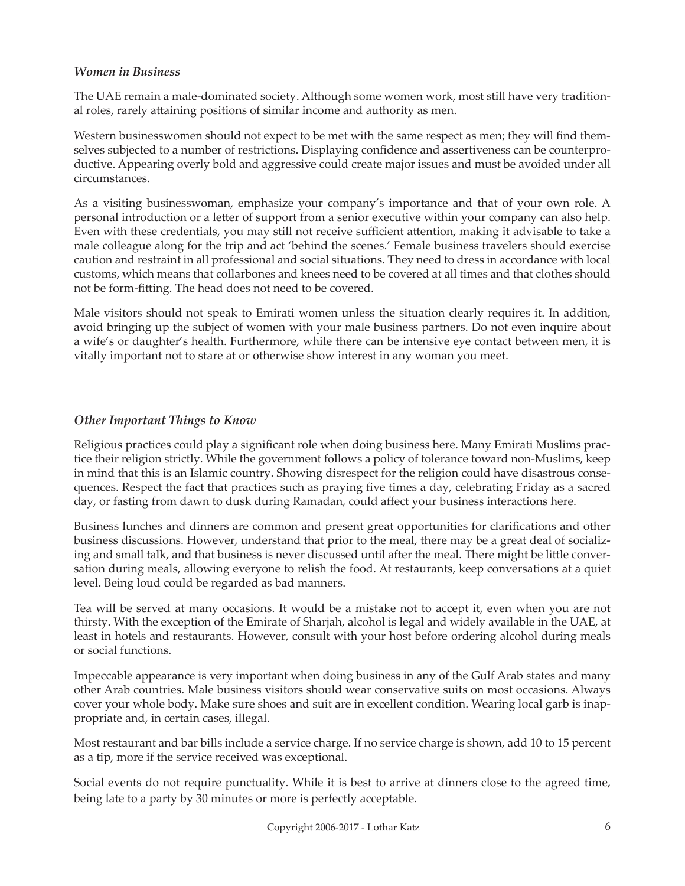### *Women in Business*

The UAE remain a male-dominated society. Although some women work, most still have very traditional roles, rarely attaining positions of similar income and authority as men.

Western businesswomen should not expect to be met with the same respect as men; they will find themselves subjected to a number of restrictions. Displaying confidence and assertiveness can be counterproductive. Appearing overly bold and aggressive could create major issues and must be avoided under all circumstances.

As a visiting businesswoman, emphasize your company's importance and that of your own role. A personal introduction or a letter of support from a senior executive within your company can also help. Even with these credentials, you may still not receive sufficient attention, making it advisable to take a male colleague along for the trip and act 'behind the scenes.' Female business travelers should exercise caution and restraint in all professional and social situations. They need to dress in accordance with local customs, which means that collarbones and knees need to be covered at all times and that clothes should not be form-fitting. The head does not need to be covered.

Male visitors should not speak to Emirati women unless the situation clearly requires it. In addition, avoid bringing up the subject of women with your male business partners. Do not even inquire about a wife's or daughter's health. Furthermore, while there can be intensive eye contact between men, it is vitally important not to stare at or otherwise show interest in any woman you meet.

### *Other Important Things to Know*

Religious practices could play a significant role when doing business here. Many Emirati Muslims practice their religion strictly. While the government follows a policy of tolerance toward non-Muslims, keep in mind that this is an Islamic country. Showing disrespect for the religion could have disastrous consequences. Respect the fact that practices such as praying five times a day, celebrating Friday as a sacred day, or fasting from dawn to dusk during Ramadan, could affect your business interactions here.

Business lunches and dinners are common and present great opportunities for clarifications and other business discussions. However, understand that prior to the meal, there may be a great deal of socializing and small talk, and that business is never discussed until after the meal. There might be little conversation during meals, allowing everyone to relish the food. At restaurants, keep conversations at a quiet level. Being loud could be regarded as bad manners.

Tea will be served at many occasions. It would be a mistake not to accept it, even when you are not thirsty. With the exception of the Emirate of Sharjah, alcohol is legal and widely available in the UAE, at least in hotels and restaurants. However, consult with your host before ordering alcohol during meals or social functions.

Impeccable appearance is very important when doing business in any of the Gulf Arab states and many other Arab countries. Male business visitors should wear conservative suits on most occasions. Always cover your whole body. Make sure shoes and suit are in excellent condition. Wearing local garb is inappropriate and, in certain cases, illegal.

Most restaurant and bar bills include a service charge. If no service charge is shown, add 10 to 15 percent as a tip, more if the service received was exceptional.

Social events do not require punctuality. While it is best to arrive at dinners close to the agreed time, being late to a party by 30 minutes or more is perfectly acceptable.

Copyright 2006-2017 - Lothar Katz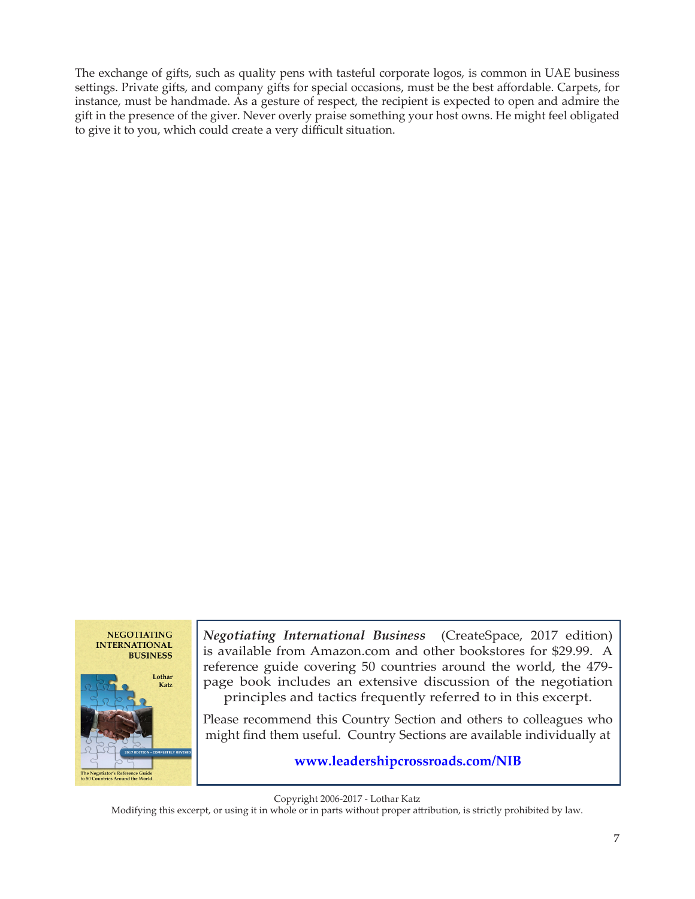The exchange of gifts, such as quality pens with tasteful corporate logos, is common in UAE business settings. Private gifts, and company gifts for special occasions, must be the best affordable. Carpets, for instance, must be handmade. As a gesture of respect, the recipient is expected to open and admire the gift in the presence of the giver. Never overly praise something your host owns. He might feel obligated to give it to you, which could create a very difficult situation.

*Negotiating International Business* (CreateSpace, 2017 edition) is available from Amazon.com and other bookstores for $29.99. A reference guide covering 50 countries around the world, the 479-page book includes an extensive discussion of the negotiation principles and tactics frequently referred to in this excerpt.

Please recommend this Country Section and others to colleagues who might find them useful. Country Sections are available individually at

**www.leadershipcrossroads.com/NIB**

Copyright 2006-2017 - Lothar Katz

Modifying this excerpt, or using it in whole or in parts without proper attribution, is strictly prohibited by law.